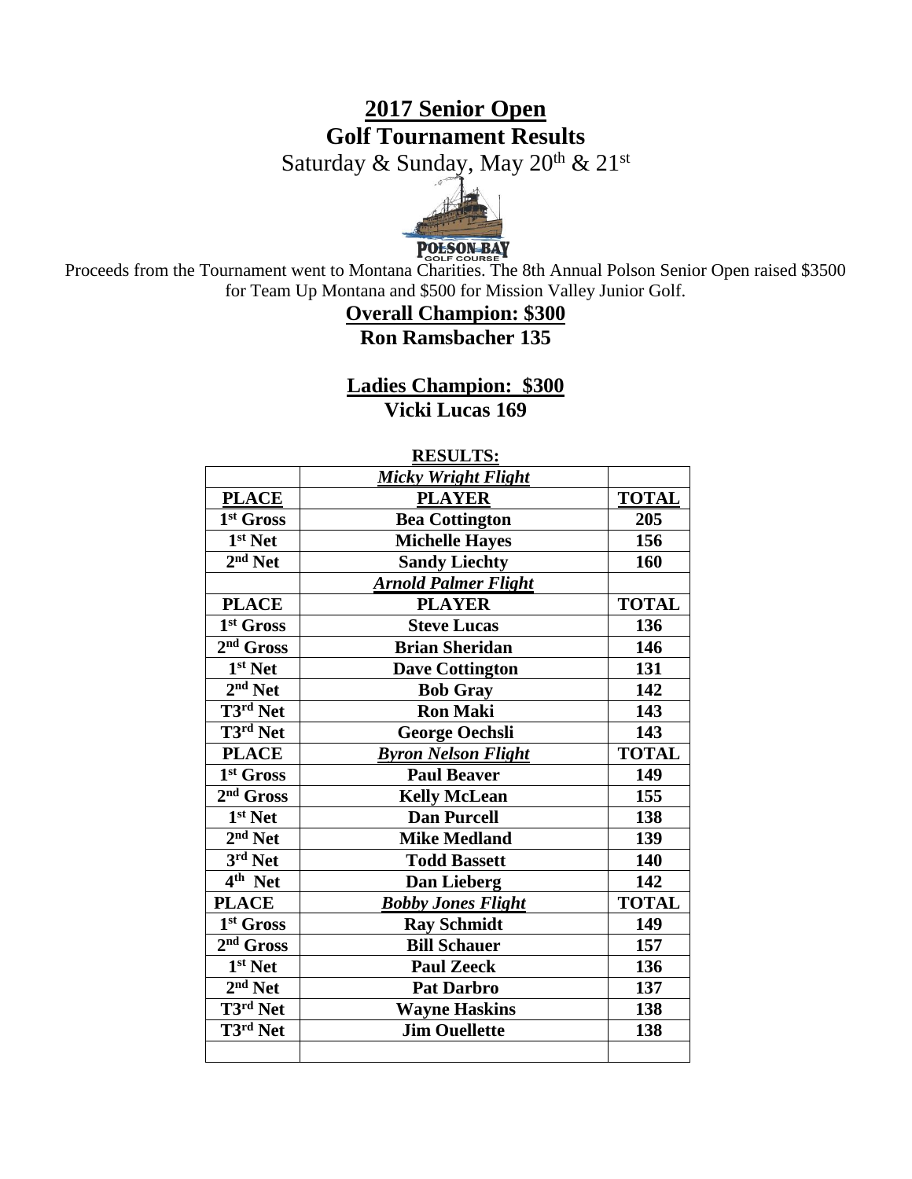# 2017 Senior Open
## Golf Tournament Results

Saturday & Sunday, May 20th & 21st

Proceeds from the Tournament went to Montana Charities. The 8th Annual Polson Senior Open raised $3500 for Team Up Montana and $500 for Mission Valley Junior Golf.

**Overall Champion: $300**

**Ron Ramsbacher 135**

**Ladies Champion: $300**

**Vicki Lucas 169**

**RESULTS:**

| | *Micky Wright Flight* | |
|---|---|---|
| **PLACE** | **PLAYER** | **TOTAL** |
| 1st Gross | Bea Cottington | 205 |
| 1st Net | Michelle Hayes | 156 |
| 2nd Net | Sandy Liechty | 160 |
| | *Arnold Palmer Flight* | |
| **PLACE** | **PLAYER** | **TOTAL** |
| 1st Gross | Steve Lucas | 136 |
| 2nd Gross | Brian Sheridan | 146 |
| 1st Net | Dave Cottington | 131 |
| 2nd Net | Bob Gray | 142 |
| T3rd Net | Ron Maki | 143 |
| T3rd Net | George Oechsli | 143 |
| **PLACE** | *Byron Nelson Flight* | **TOTAL** |
| 1st Gross | Paul Beaver | 149 |
| 2nd Gross | Kelly McLean | 155 |
| 1st Net | Dan Purcell | 138 |
| 2nd Net | Mike Medland | 139 |
| 3rd Net | Todd Bassett | 140 |
| 4th Net | Dan Lieberg | 142 |
| **PLACE** | *Bobby Jones Flight* | **TOTAL** |
| 1st Gross | Ray Schmidt | 149 |
| 2nd Gross | Bill Schauer | 157 |
| 1st Net | Paul Zeeck | 136 |
| 2nd Net | Pat Darbro | 137 |
| T3rd Net | Wayne Haskins | 138 |
| T3rd Net | Jim Ouellette | 138 |
| | | |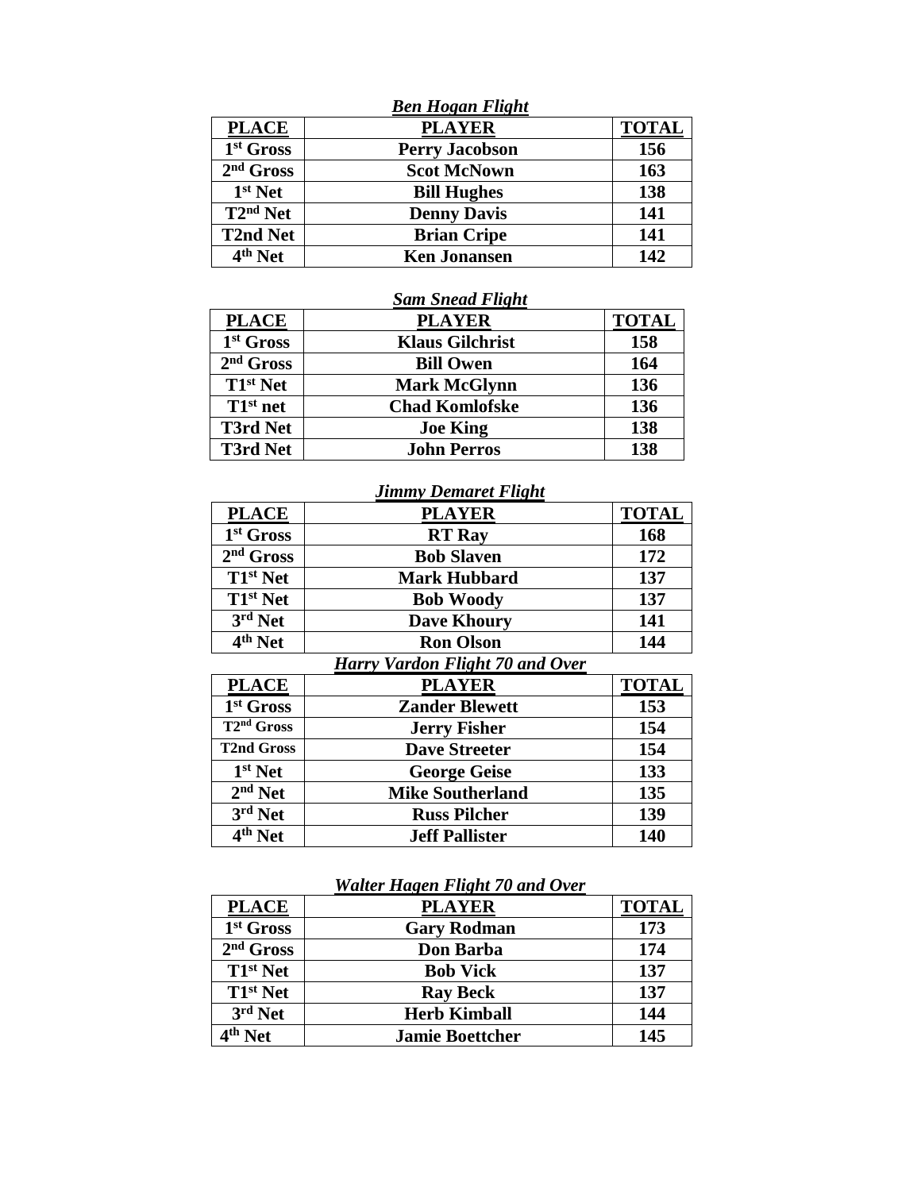*Ben Hogan Flight*

| PLACE | PLAYER | TOTAL |
|---|---|---|
| 1st Gross | Perry Jacobson | 156 |
| 2nd Gross | Scot McNown | 163 |
| 1st Net | Bill Hughes | 138 |
| T2nd Net | Denny Davis | 141 |
| T2nd Net | Brian Cripe | 141 |
| 4th Net | Ken Jonansen | 142 |

*Sam Snead Flight*

| PLACE | PLAYER | TOTAL |
|---|---|---|
| 1st Gross | Klaus Gilchrist | 158 |
| 2nd Gross | Bill Owen | 164 |
| T1st Net | Mark McGlynn | 136 |
| T1st net | Chad Komlofske | 136 |
| T3rd Net | Joe King | 138 |
| T3rd Net | John Perros | 138 |

*Jimmy Demaret Flight*

| PLACE | PLAYER | TOTAL |
|---|---|---|
| 1st Gross | RT Ray | 168 |
| 2nd Gross | Bob Slaven | 172 |
| T1st Net | Mark Hubbard | 137 |
| T1st Net | Bob Woody | 137 |
| 3rd Net | Dave Khoury | 141 |
| 4th Net | Ron Olson | 144 |

*Harry Vardon Flight 70 and Over*

| PLACE | PLAYER | TOTAL |
|---|---|---|
| 1st Gross | Zander Blewett | 153 |
| T2nd Gross | Jerry Fisher | 154 |
| T2nd Gross | Dave Streeter | 154 |
| 1st Net | George Geise | 133 |
| 2nd Net | Mike Southerland | 135 |
| 3rd Net | Russ Pilcher | 139 |
| 4th Net | Jeff Pallister | 140 |

*Walter Hagen Flight 70 and Over*

| PLACE | PLAYER | TOTAL |
|---|---|---|
| 1st Gross | Gary Rodman | 173 |
| 2nd Gross | Don Barba | 174 |
| T1st Net | Bob Vick | 137 |
| T1st Net | Ray Beck | 137 |
| 3rd Net | Herb Kimball | 144 |
| 4th Net | Jamie Boettcher | 145 |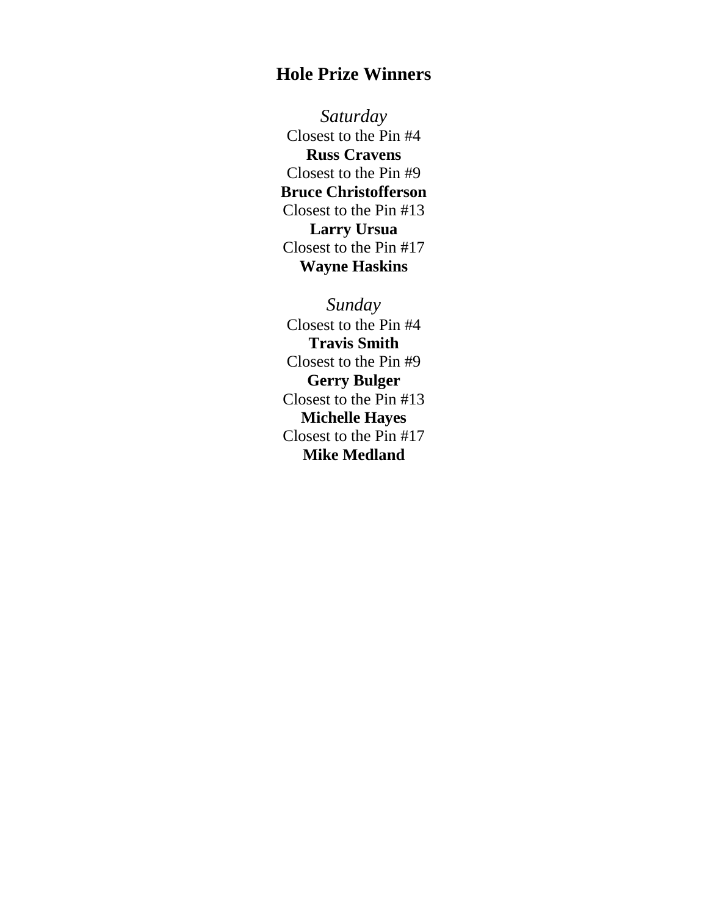## Hole Prize Winners

*Saturday*

Closest to the Pin #4

**Russ Cravens**

Closest to the Pin #9

**Bruce Christofferson**

Closest to the Pin #13

**Larry Ursua**

Closest to the Pin #17

**Wayne Haskins**

*Sunday*

Closest to the Pin #4

**Travis Smith**

Closest to the Pin #9

**Gerry Bulger**

Closest to the Pin #13

**Michelle Hayes**

Closest to the Pin #17

**Mike Medland**